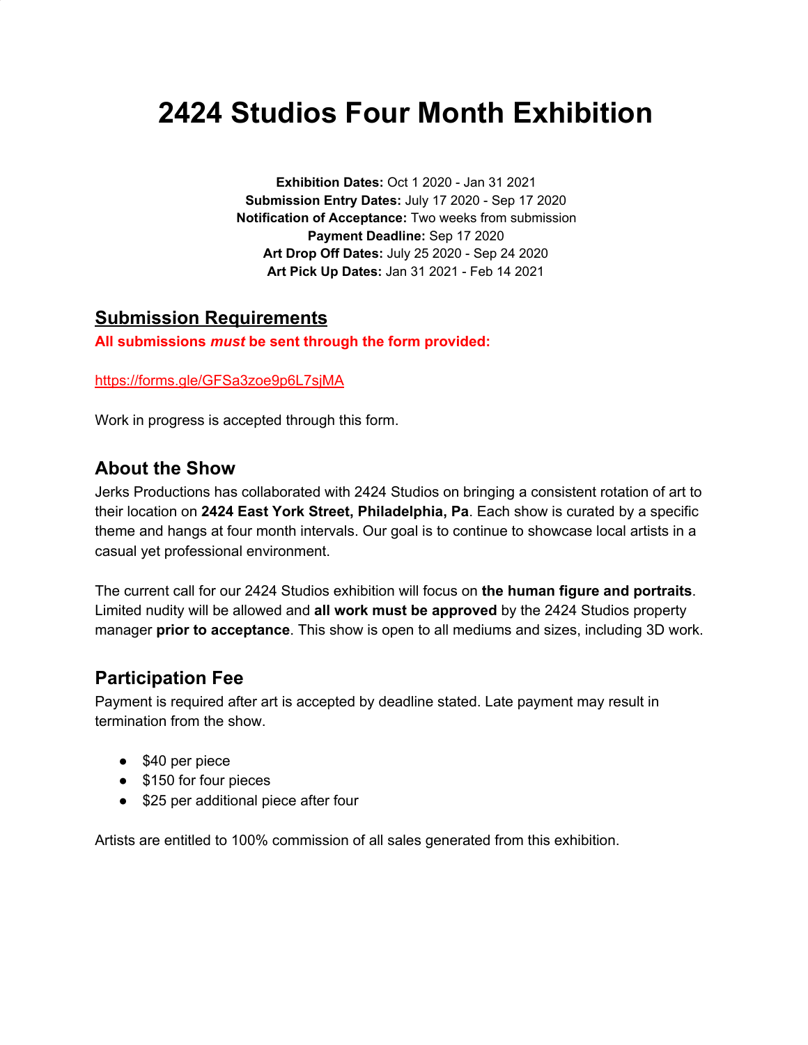# 2424 Studios Four Month Exhibition

**Exhibition Dates:** Oct 1 2020 - Jan 31 2021
**Submission Entry Dates:** July 17 2020 - Sep 17 2020
**Notification of Acceptance:** Two weeks from submission
**Payment Deadline:** Sep 17 2020
**Art Drop Off Dates:** July 25 2020 - Sep 24 2020
**Art Pick Up Dates:** Jan 31 2021 - Feb 14 2021

## Submission Requirements

**All submissions *must* be sent through the form provided:**

https://forms.gle/GFSa3zoe9p6L7sjMA

Work in progress is accepted through this form.

### About the Show

Jerks Productions has collaborated with 2424 Studios on bringing a consistent rotation of art to their location on **2424 East York Street, Philadelphia, Pa**. Each show is curated by a specific theme and hangs at four month intervals. Our goal is to continue to showcase local artists in a casual yet professional environment.

The current call for our 2424 Studios exhibition will focus on **the human figure and portraits**. Limited nudity will be allowed and **all work must be approved** by the 2424 Studios property manager **prior to acceptance**. This show is open to all mediums and sizes, including 3D work.

### Participation Fee

Payment is required after art is accepted by deadline stated. Late payment may result in termination from the show.

- $40 per piece
- $150 for four pieces
- $25 per additional piece after four

Artists are entitled to 100% commission of all sales generated from this exhibition.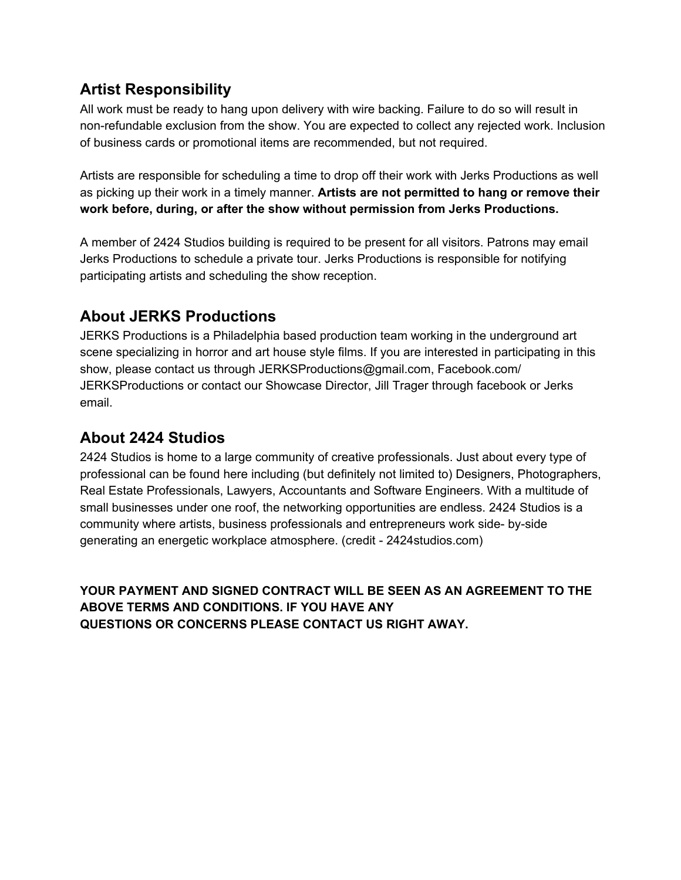## Artist Responsibility

All work must be ready to hang upon delivery with wire backing. Failure to do so will result in non-refundable exclusion from the show. You are expected to collect any rejected work. Inclusion of business cards or promotional items are recommended, but not required.

Artists are responsible for scheduling a time to drop off their work with Jerks Productions as well as picking up their work in a timely manner. **Artists are not permitted to hang or remove their work before, during, or after the show without permission from Jerks Productions.**

A member of 2424 Studios building is required to be present for all visitors. Patrons may email Jerks Productions to schedule a private tour. Jerks Productions is responsible for notifying participating artists and scheduling the show reception.

## About JERKS Productions

JERKS Productions is a Philadelphia based production team working in the underground art scene specializing in horror and art house style films. If you are interested in participating in this show, please contact us through JERKSProductions@gmail.com, Facebook.com/ JERKSProductions or contact our Showcase Director, Jill Trager through facebook or Jerks email.

## About 2424 Studios

2424 Studios is home to a large community of creative professionals. Just about every type of professional can be found here including (but definitely not limited to) Designers, Photographers, Real Estate Professionals, Lawyers, Accountants and Software Engineers. With a multitude of small businesses under one roof, the networking opportunities are endless. 2424 Studios is a community where artists, business professionals and entrepreneurs work side- by-side generating an energetic workplace atmosphere. (credit - 2424studios.com)

**YOUR PAYMENT AND SIGNED CONTRACT WILL BE SEEN AS AN AGREEMENT TO THE ABOVE TERMS AND CONDITIONS. IF YOU HAVE ANY QUESTIONS OR CONCERNS PLEASE CONTACT US RIGHT AWAY.**